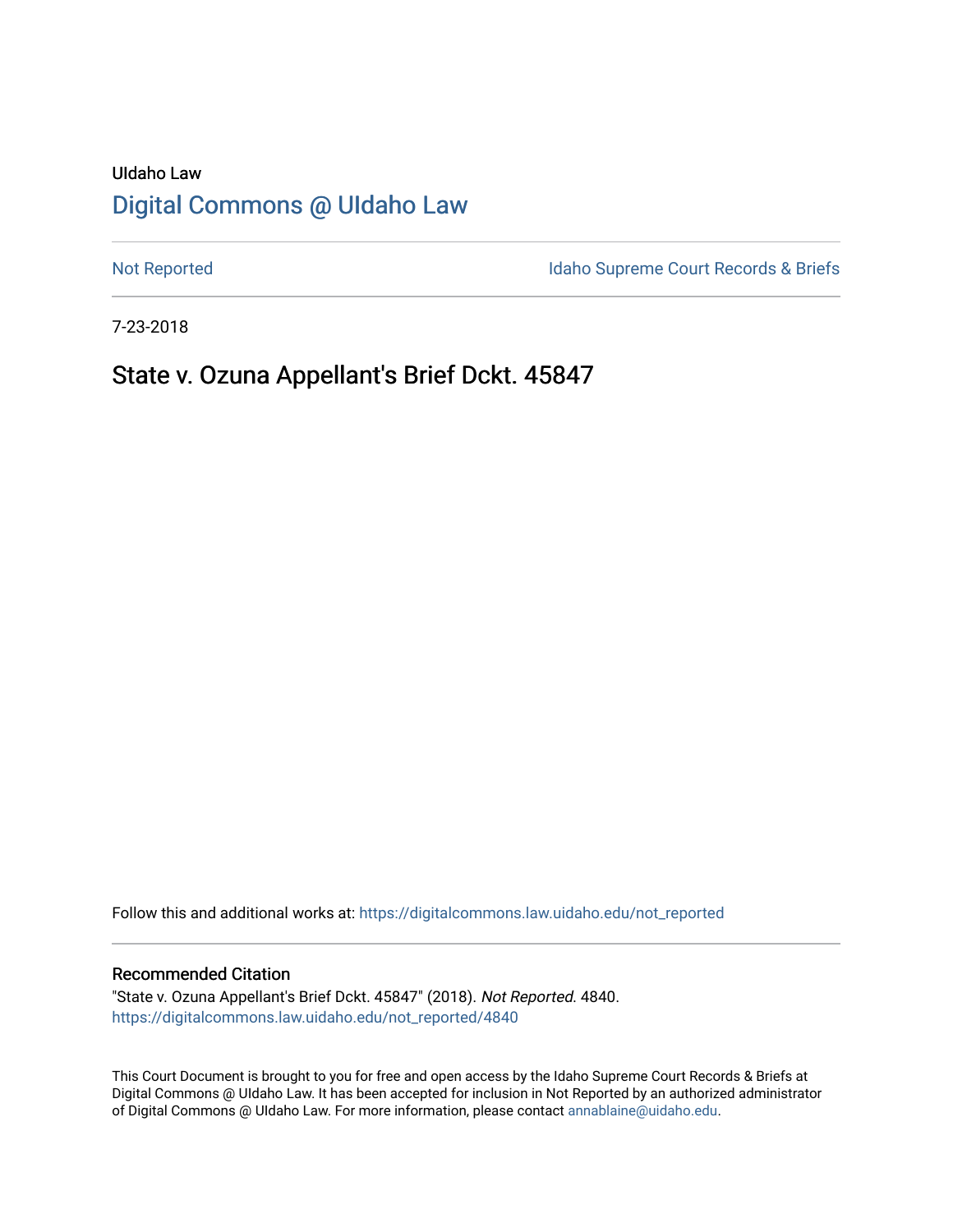UIdaho Law

# Digital Commons @ UIdaho Law

Not Reported | Idaho Supreme Court Records & Briefs

7-23-2018

## State v. Ozuna Appellant's Brief Dckt. 45847

Follow this and additional works at: https://digitalcommons.law.uidaho.edu/not_reported

### Recommended Citation

"State v. Ozuna Appellant's Brief Dckt. 45847" (2018). *Not Reported*. 4840.
https://digitalcommons.law.uidaho.edu/not_reported/4840

This Court Document is brought to you for free and open access by the Idaho Supreme Court Records & Briefs at Digital Commons @ UIdaho Law. It has been accepted for inclusion in Not Reported by an authorized administrator of Digital Commons @ UIdaho Law. For more information, please contact annablaine@uidaho.edu.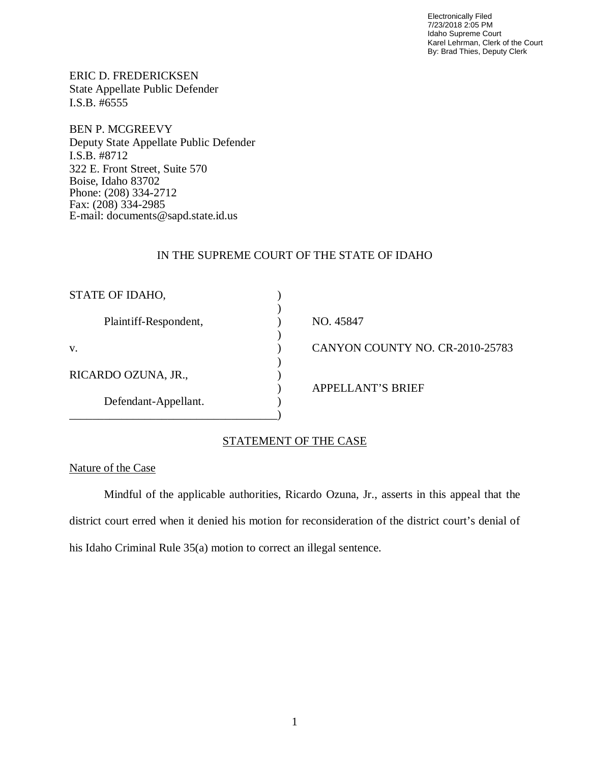Electronically Filed
7/23/2018 2:05 PM
Idaho Supreme Court
Karel Lehrman, Clerk of the Court
By: Brad Thies, Deputy Clerk

ERIC D. FREDERICKSEN
State Appellate Public Defender
I.S.B. #6555

BEN P. MCGREEVY
Deputy State Appellate Public Defender
I.S.B. #8712
322 E. Front Street, Suite 570
Boise, Idaho 83702
Phone: (208) 334-2712
Fax: (208) 334-2985
E-mail: documents@sapd.state.id.us

IN THE SUPREME COURT OF THE STATE OF IDAHO

| | | |
|---|---|---|
| STATE OF IDAHO, | ) | |
| Plaintiff-Respondent, | ) | NO. 45847 |
| v. | ) | CANYON COUNTY NO. CR-2010-25783 |
| RICARDO OZUNA, JR., | ) | |
| | ) | APPELLANT'S BRIEF |
| Defendant-Appellant. | ) | |

## STATEMENT OF THE CASE

### Nature of the Case

Mindful of the applicable authorities, Ricardo Ozuna, Jr., asserts in this appeal that the district court erred when it denied his motion for reconsideration of the district court's denial of his Idaho Criminal Rule 35(a) motion to correct an illegal sentence.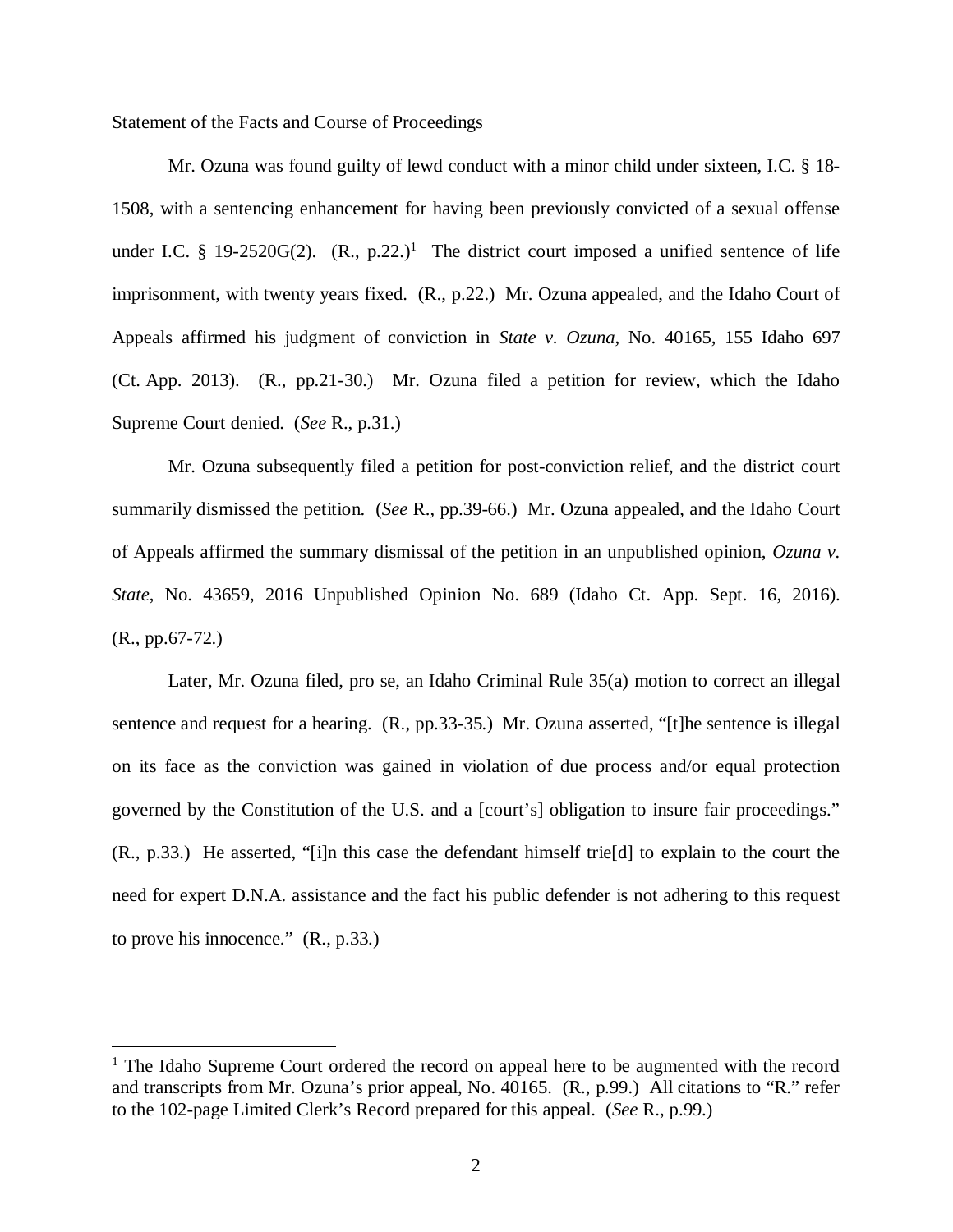Statement of the Facts and Course of Proceedings

Mr. Ozuna was found guilty of lewd conduct with a minor child under sixteen, I.C. § 18-1508, with a sentencing enhancement for having been previously convicted of a sexual offense under I.C. § 19-2520G(2). (R., p.22.)[1] The district court imposed a unified sentence of life imprisonment, with twenty years fixed. (R., p.22.) Mr. Ozuna appealed, and the Idaho Court of Appeals affirmed his judgment of conviction in *State v. Ozuna*, No. 40165, 155 Idaho 697 (Ct. App. 2013). (R., pp.21-30.) Mr. Ozuna filed a petition for review, which the Idaho Supreme Court denied. (*See* R., p.31.)

Mr. Ozuna subsequently filed a petition for post-conviction relief, and the district court summarily dismissed the petition. (*See* R., pp.39-66.) Mr. Ozuna appealed, and the Idaho Court of Appeals affirmed the summary dismissal of the petition in an unpublished opinion, *Ozuna v. State*, No. 43659, 2016 Unpublished Opinion No. 689 (Idaho Ct. App. Sept. 16, 2016). (R., pp.67-72.)

Later, Mr. Ozuna filed, pro se, an Idaho Criminal Rule 35(a) motion to correct an illegal sentence and request for a hearing. (R., pp.33-35.) Mr. Ozuna asserted, "[t]he sentence is illegal on its face as the conviction was gained in violation of due process and/or equal protection governed by the Constitution of the U.S. and a [court's] obligation to insure fair proceedings." (R., p.33.) He asserted, "[i]n this case the defendant himself trie[d] to explain to the court the need for expert D.N.A. assistance and the fact his public defender is not adhering to this request to prove his innocence." (R., p.33.)

---

[1] The Idaho Supreme Court ordered the record on appeal here to be augmented with the record and transcripts from Mr. Ozuna's prior appeal, No. 40165. (R., p.99.) All citations to "R." refer to the 102-page Limited Clerk's Record prepared for this appeal. (*See* R., p.99.)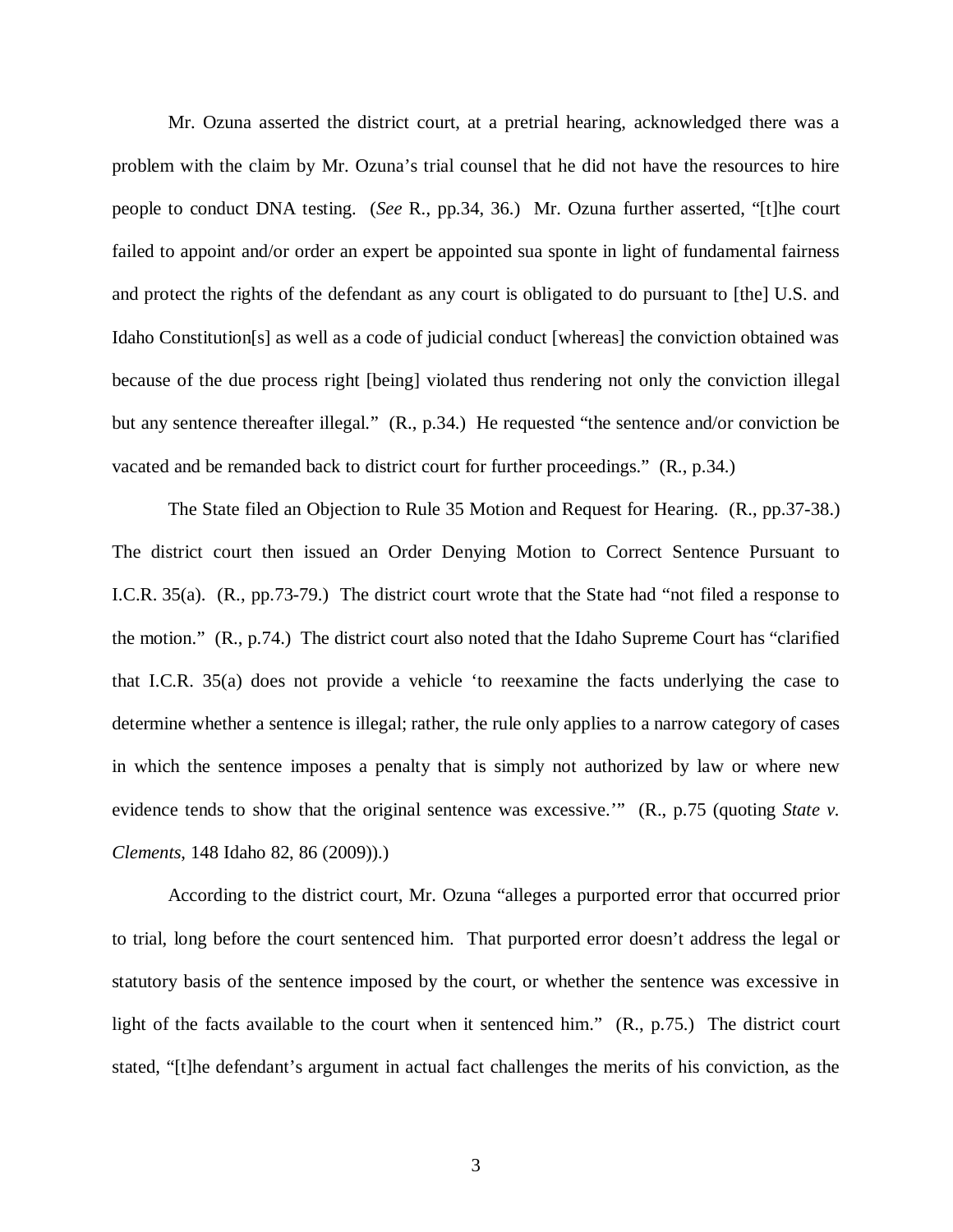Mr. Ozuna asserted the district court, at a pretrial hearing, acknowledged there was a problem with the claim by Mr. Ozuna's trial counsel that he did not have the resources to hire people to conduct DNA testing. (*See* R., pp.34, 36.) Mr. Ozuna further asserted, "[t]he court failed to appoint and/or order an expert be appointed sua sponte in light of fundamental fairness and protect the rights of the defendant as any court is obligated to do pursuant to [the] U.S. and Idaho Constitution[s] as well as a code of judicial conduct [whereas] the conviction obtained was because of the due process right [being] violated thus rendering not only the conviction illegal but any sentence thereafter illegal." (R., p.34.) He requested "the sentence and/or conviction be vacated and be remanded back to district court for further proceedings." (R., p.34.)

The State filed an Objection to Rule 35 Motion and Request for Hearing. (R., pp.37-38.) The district court then issued an Order Denying Motion to Correct Sentence Pursuant to I.C.R. 35(a). (R., pp.73-79.) The district court wrote that the State had "not filed a response to the motion." (R., p.74.) The district court also noted that the Idaho Supreme Court has "clarified that I.C.R. 35(a) does not provide a vehicle 'to reexamine the facts underlying the case to determine whether a sentence is illegal; rather, the rule only applies to a narrow category of cases in which the sentence imposes a penalty that is simply not authorized by law or where new evidence tends to show that the original sentence was excessive.'" (R., p.75 (quoting *State v. Clements*, 148 Idaho 82, 86 (2009)).)

According to the district court, Mr. Ozuna "alleges a purported error that occurred prior to trial, long before the court sentenced him. That purported error doesn't address the legal or statutory basis of the sentence imposed by the court, or whether the sentence was excessive in light of the facts available to the court when it sentenced him." (R., p.75.) The district court stated, "[t]he defendant's argument in actual fact challenges the merits of his conviction, as the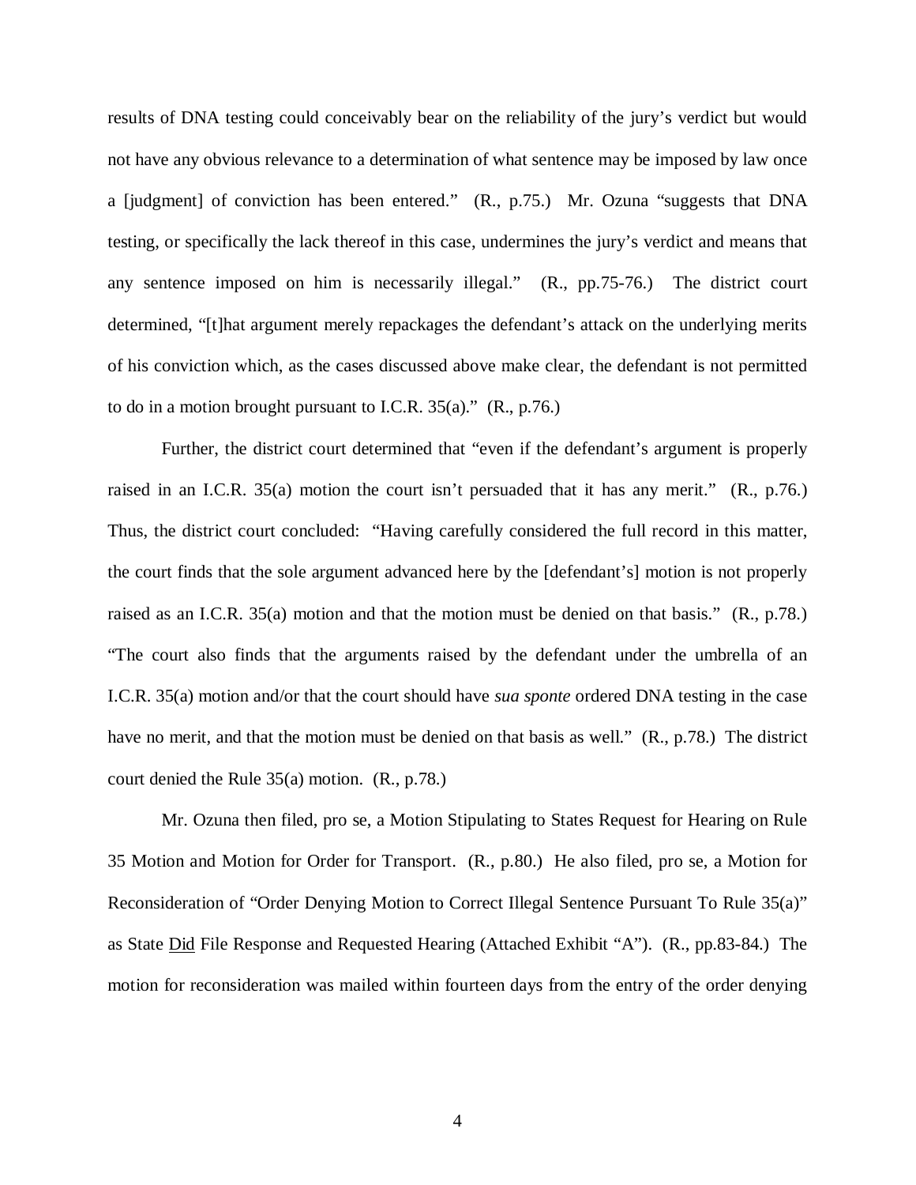results of DNA testing could conceivably bear on the reliability of the jury's verdict but would not have any obvious relevance to a determination of what sentence may be imposed by law once a [judgment] of conviction has been entered." (R., p.75.) Mr. Ozuna "suggests that DNA testing, or specifically the lack thereof in this case, undermines the jury's verdict and means that any sentence imposed on him is necessarily illegal." (R., pp.75-76.) The district court determined, "[t]hat argument merely repackages the defendant's attack on the underlying merits of his conviction which, as the cases discussed above make clear, the defendant is not permitted to do in a motion brought pursuant to I.C.R. 35(a)." (R., p.76.)

Further, the district court determined that "even if the defendant's argument is properly raised in an I.C.R. 35(a) motion the court isn't persuaded that it has any merit." (R., p.76.) Thus, the district court concluded: "Having carefully considered the full record in this matter, the court finds that the sole argument advanced here by the [defendant's] motion is not properly raised as an I.C.R. 35(a) motion and that the motion must be denied on that basis." (R., p.78.) "The court also finds that the arguments raised by the defendant under the umbrella of an I.C.R. 35(a) motion and/or that the court should have *sua sponte* ordered DNA testing in the case have no merit, and that the motion must be denied on that basis as well." (R., p.78.) The district court denied the Rule 35(a) motion. (R., p.78.)

Mr. Ozuna then filed, pro se, a Motion Stipulating to States Request for Hearing on Rule 35 Motion and Motion for Order for Transport. (R., p.80.) He also filed, pro se, a Motion for Reconsideration of "Order Denying Motion to Correct Illegal Sentence Pursuant To Rule 35(a)" as State Did File Response and Requested Hearing (Attached Exhibit "A"). (R., pp.83-84.) The motion for reconsideration was mailed within fourteen days from the entry of the order denying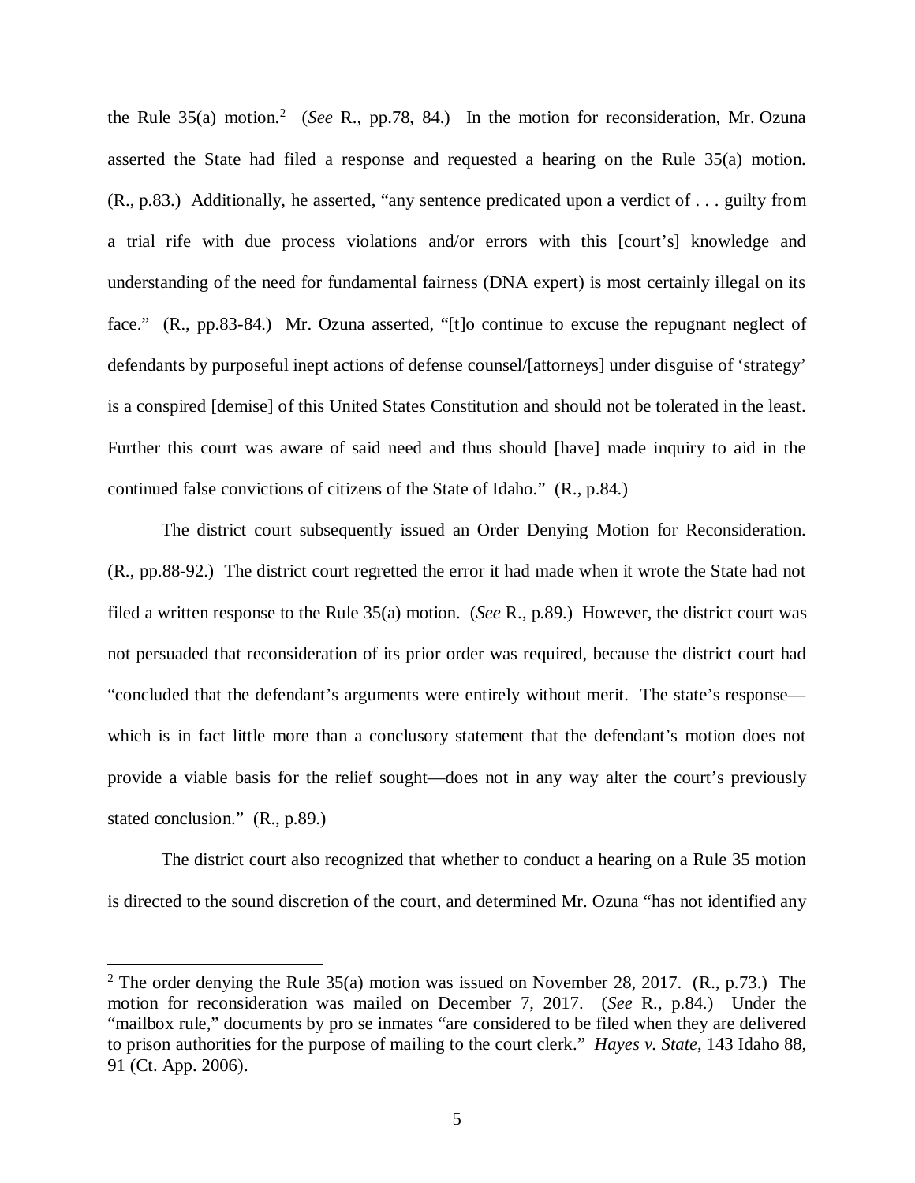the Rule 35(a) motion.[2] (*See* R., pp.78, 84.) In the motion for reconsideration, Mr. Ozuna asserted the State had filed a response and requested a hearing on the Rule 35(a) motion. (R., p.83.) Additionally, he asserted, "any sentence predicated upon a verdict of . . . guilty from a trial rife with due process violations and/or errors with this [court's] knowledge and understanding of the need for fundamental fairness (DNA expert) is most certainly illegal on its face." (R., pp.83-84.) Mr. Ozuna asserted, "[t]o continue to excuse the repugnant neglect of defendants by purposeful inept actions of defense counsel/[attorneys] under disguise of 'strategy' is a conspired [demise] of this United States Constitution and should not be tolerated in the least. Further this court was aware of said need and thus should [have] made inquiry to aid in the continued false convictions of citizens of the State of Idaho." (R., p.84.)

The district court subsequently issued an Order Denying Motion for Reconsideration. (R., pp.88-92.) The district court regretted the error it had made when it wrote the State had not filed a written response to the Rule 35(a) motion. (*See* R., p.89.) However, the district court was not persuaded that reconsideration of its prior order was required, because the district court had "concluded that the defendant's arguments were entirely without merit. The state's response—which is in fact little more than a conclusory statement that the defendant's motion does not provide a viable basis for the relief sought—does not in any way alter the court's previously stated conclusion." (R., p.89.)

The district court also recognized that whether to conduct a hearing on a Rule 35 motion is directed to the sound discretion of the court, and determined Mr. Ozuna "has not identified any

---

[2] The order denying the Rule 35(a) motion was issued on November 28, 2017. (R., p.73.) The motion for reconsideration was mailed on December 7, 2017. (*See* R., p.84.) Under the "mailbox rule," documents by pro se inmates "are considered to be filed when they are delivered to prison authorities for the purpose of mailing to the court clerk." *Hayes v. State*, 143 Idaho 88, 91 (Ct. App. 2006).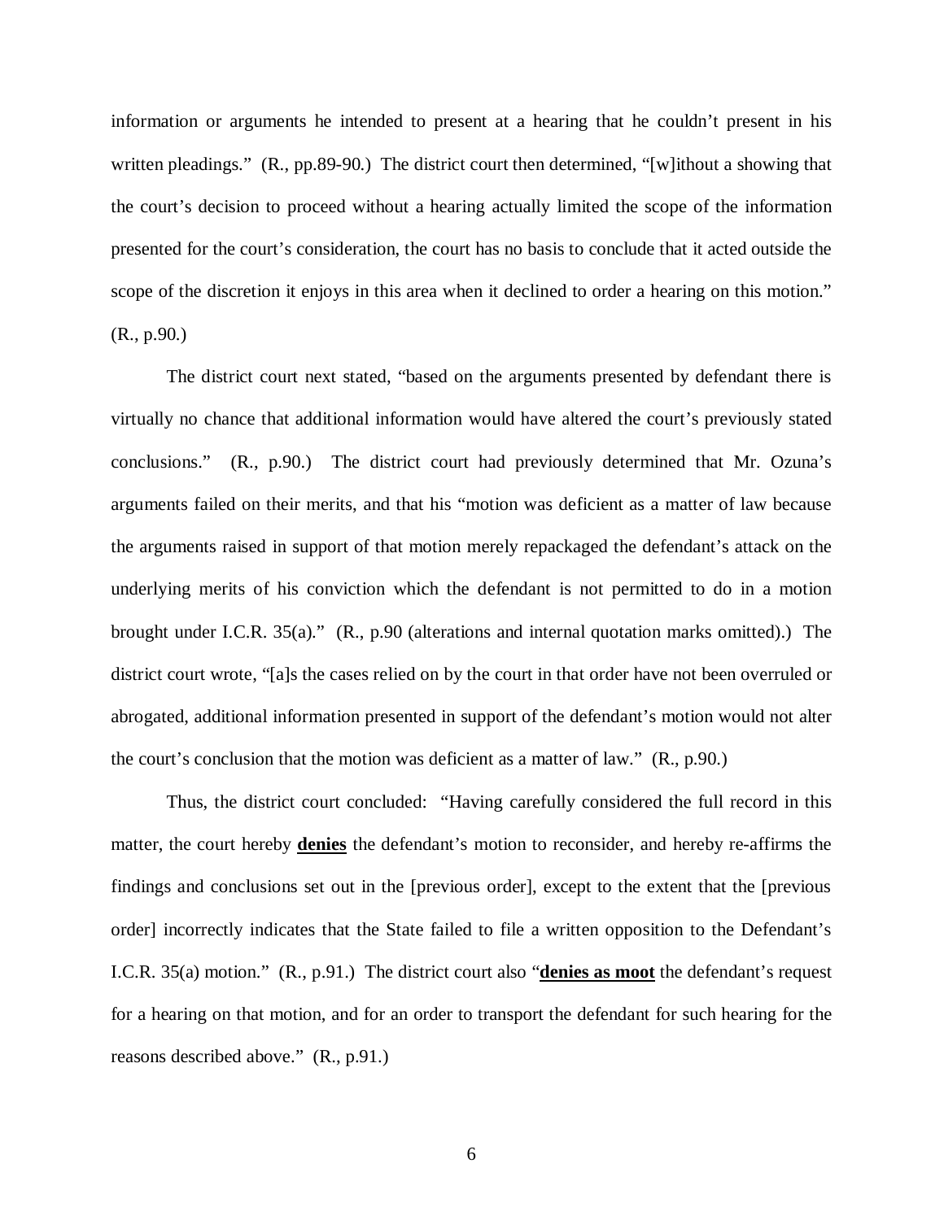information or arguments he intended to present at a hearing that he couldn't present in his written pleadings." (R., pp.89-90.) The district court then determined, "[w]ithout a showing that the court's decision to proceed without a hearing actually limited the scope of the information presented for the court's consideration, the court has no basis to conclude that it acted outside the scope of the discretion it enjoys in this area when it declined to order a hearing on this motion." (R., p.90.)

The district court next stated, "based on the arguments presented by defendant there is virtually no chance that additional information would have altered the court's previously stated conclusions." (R., p.90.) The district court had previously determined that Mr. Ozuna's arguments failed on their merits, and that his "motion was deficient as a matter of law because the arguments raised in support of that motion merely repackaged the defendant's attack on the underlying merits of his conviction which the defendant is not permitted to do in a motion brought under I.C.R. 35(a)." (R., p.90 (alterations and internal quotation marks omitted).) The district court wrote, "[a]s the cases relied on by the court in that order have not been overruled or abrogated, additional information presented in support of the defendant's motion would not alter the court's conclusion that the motion was deficient as a matter of law." (R., p.90.)

Thus, the district court concluded: "Having carefully considered the full record in this matter, the court hereby **denies** the defendant's motion to reconsider, and hereby re-affirms the findings and conclusions set out in the [previous order], except to the extent that the [previous order] incorrectly indicates that the State failed to file a written opposition to the Defendant's I.C.R. 35(a) motion." (R., p.91.) The district court also "**denies as moot** the defendant's request for a hearing on that motion, and for an order to transport the defendant for such hearing for the reasons described above." (R., p.91.)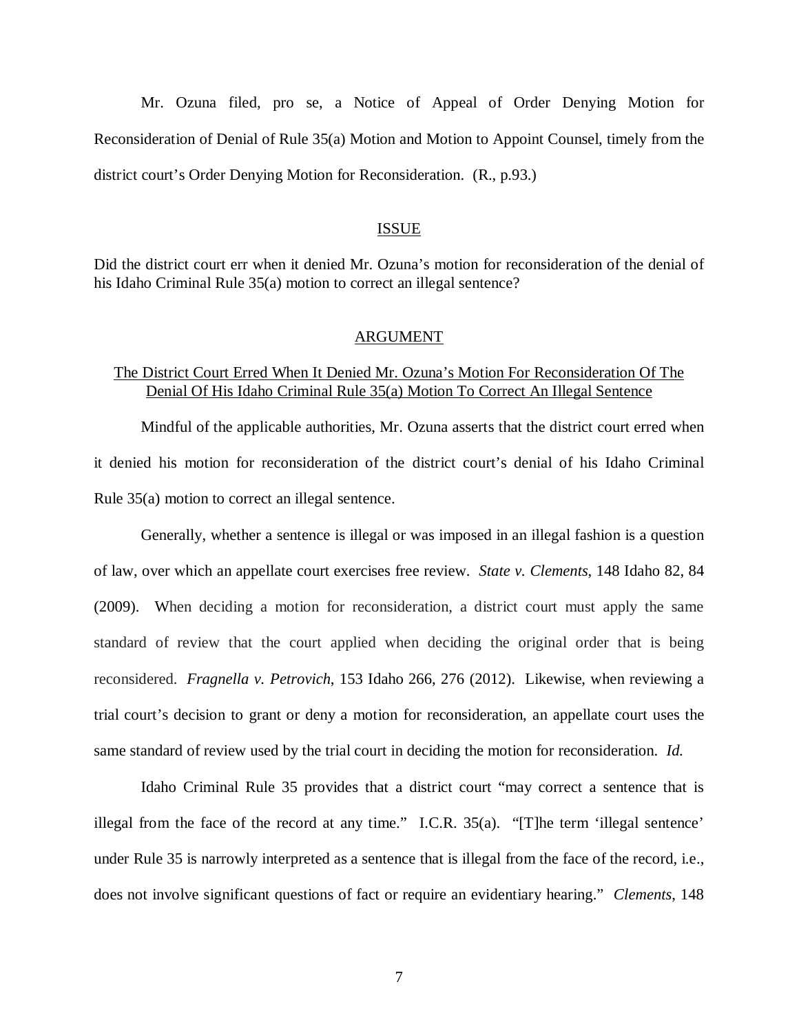Mr. Ozuna filed, pro se, a Notice of Appeal of Order Denying Motion for Reconsideration of Denial of Rule 35(a) Motion and Motion to Appoint Counsel, timely from the district court's Order Denying Motion for Reconsideration. (R., p.93.)

## ISSUE

Did the district court err when it denied Mr. Ozuna's motion for reconsideration of the denial of his Idaho Criminal Rule 35(a) motion to correct an illegal sentence?

## ARGUMENT

### The District Court Erred When It Denied Mr. Ozuna's Motion For Reconsideration Of The Denial Of His Idaho Criminal Rule 35(a) Motion To Correct An Illegal Sentence

Mindful of the applicable authorities, Mr. Ozuna asserts that the district court erred when it denied his motion for reconsideration of the district court's denial of his Idaho Criminal Rule 35(a) motion to correct an illegal sentence.

Generally, whether a sentence is illegal or was imposed in an illegal fashion is a question of law, over which an appellate court exercises free review. *State v. Clements*, 148 Idaho 82, 84 (2009). When deciding a motion for reconsideration, a district court must apply the same standard of review that the court applied when deciding the original order that is being reconsidered. *Fragnella v. Petrovich*, 153 Idaho 266, 276 (2012). Likewise, when reviewing a trial court's decision to grant or deny a motion for reconsideration, an appellate court uses the same standard of review used by the trial court in deciding the motion for reconsideration. *Id.*

Idaho Criminal Rule 35 provides that a district court "may correct a sentence that is illegal from the face of the record at any time." I.C.R. 35(a). "[T]he term 'illegal sentence' under Rule 35 is narrowly interpreted as a sentence that is illegal from the face of the record, i.e., does not involve significant questions of fact or require an evidentiary hearing." *Clements*, 148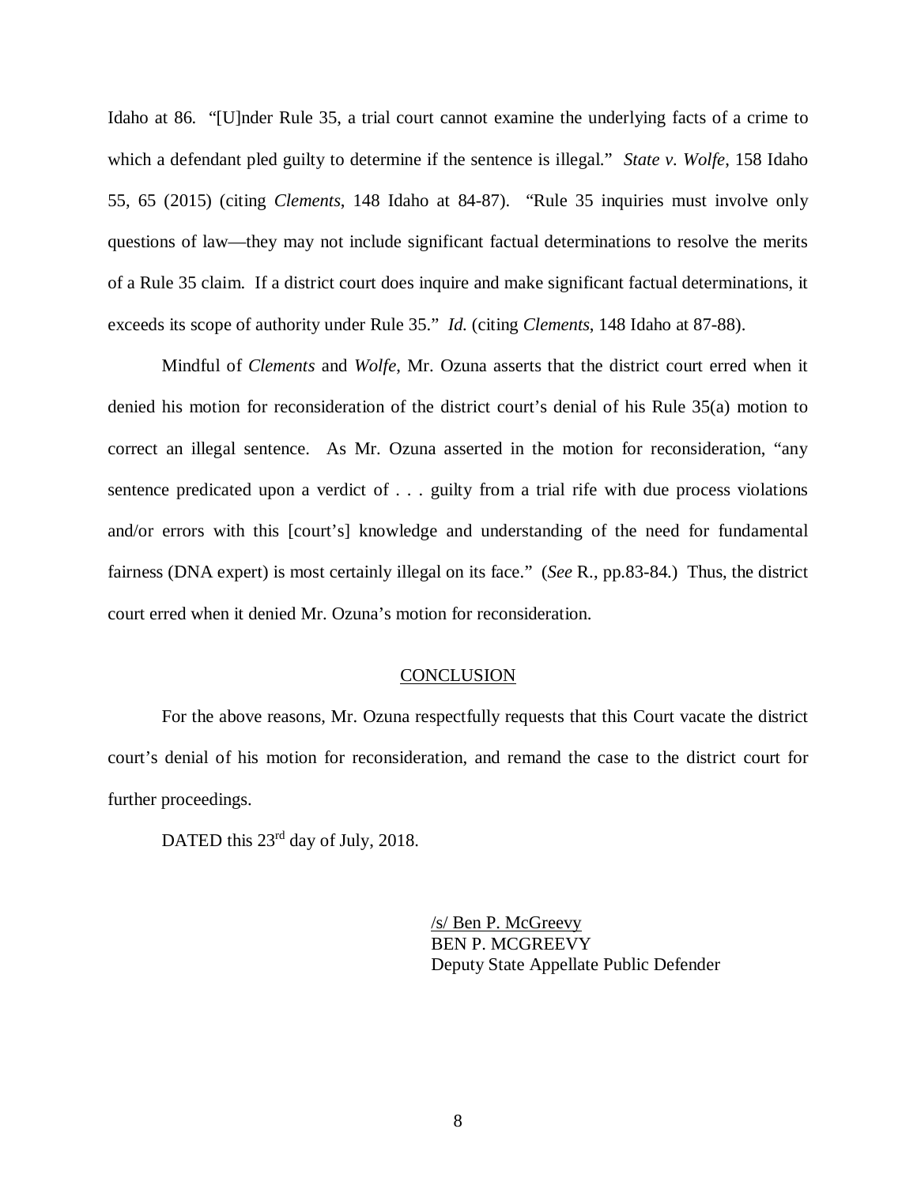Idaho at 86. "[U]nder Rule 35, a trial court cannot examine the underlying facts of a crime to which a defendant pled guilty to determine if the sentence is illegal." *State v. Wolfe*, 158 Idaho 55, 65 (2015) (citing *Clements*, 148 Idaho at 84-87). "Rule 35 inquiries must involve only questions of law—they may not include significant factual determinations to resolve the merits of a Rule 35 claim. If a district court does inquire and make significant factual determinations, it exceeds its scope of authority under Rule 35." *Id.* (citing *Clements*, 148 Idaho at 87-88).

Mindful of *Clements* and *Wolfe*, Mr. Ozuna asserts that the district court erred when it denied his motion for reconsideration of the district court's denial of his Rule 35(a) motion to correct an illegal sentence. As Mr. Ozuna asserted in the motion for reconsideration, "any sentence predicated upon a verdict of . . . guilty from a trial rife with due process violations and/or errors with this [court's] knowledge and understanding of the need for fundamental fairness (DNA expert) is most certainly illegal on its face." (*See* R., pp.83-84.) Thus, the district court erred when it denied Mr. Ozuna's motion for reconsideration.

## CONCLUSION

For the above reasons, Mr. Ozuna respectfully requests that this Court vacate the district court's denial of his motion for reconsideration, and remand the case to the district court for further proceedings.

DATED this 23rd day of July, 2018.

/s/ Ben P. McGreevy
BEN P. MCGREEVY
Deputy State Appellate Public Defender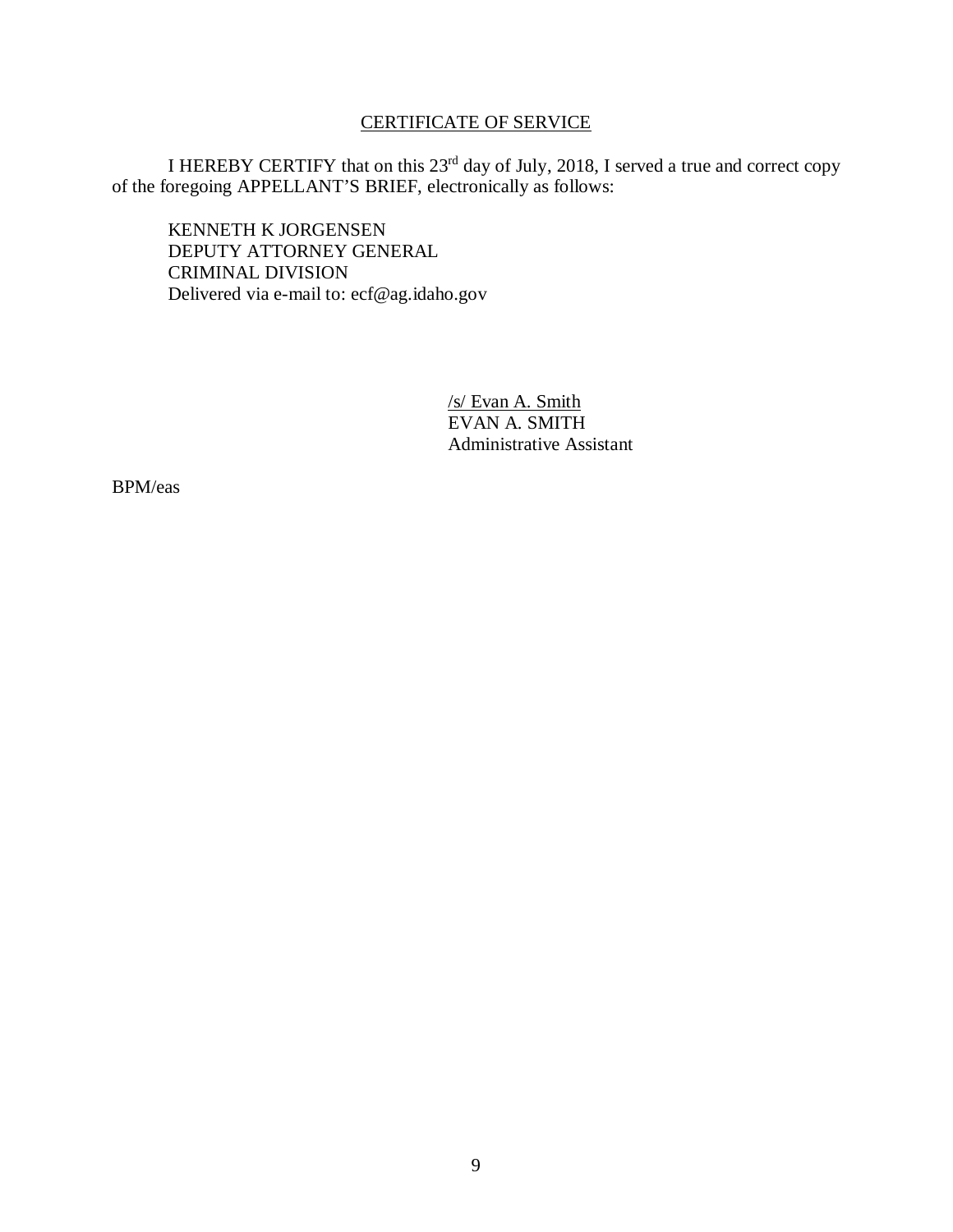## CERTIFICATE OF SERVICE

I HEREBY CERTIFY that on this 23rd day of July, 2018, I served a true and correct copy of the foregoing APPELLANT'S BRIEF, electronically as follows:

KENNETH K JORGENSEN  
DEPUTY ATTORNEY GENERAL  
CRIMINAL DIVISION  
Delivered via e-mail to: ecf@ag.idaho.gov

/s/ Evan A. Smith  
EVAN A. SMITH  
Administrative Assistant

BPM/eas